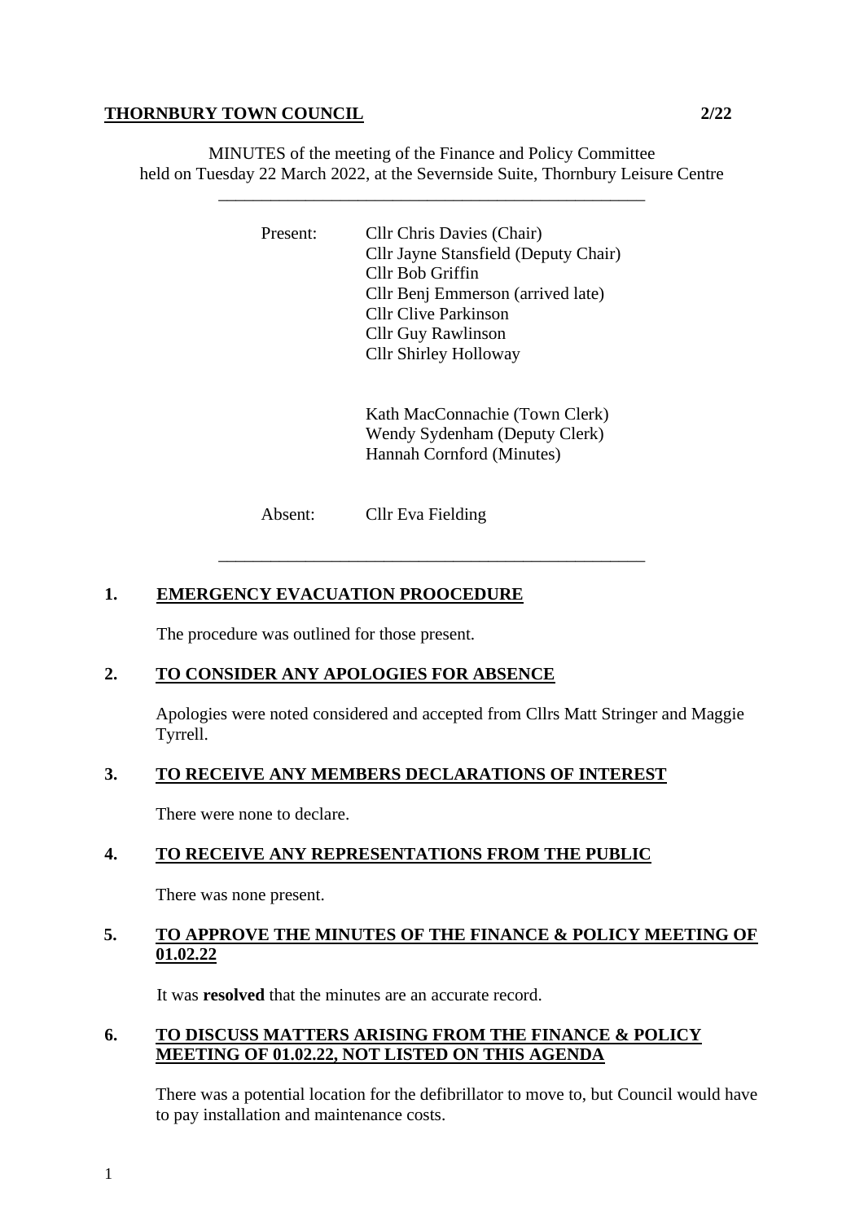**THORNBURY TOWN COUNCIL** **2/22**

MINUTES of the meeting of the Finance and Policy Committee
held on Tuesday 22 March 2022, at the Severnside Suite, Thornbury Leisure Centre

---

Present:
Cllr Chris Davies (Chair)
Cllr Jayne Stansfield (Deputy Chair)
Cllr Bob Griffin
Cllr Benj Emmerson (arrived late)
Cllr Clive Parkinson
Cllr Guy Rawlinson
Cllr Shirley Holloway

Kath MacConnachie (Town Clerk)
Wendy Sydenham (Deputy Clerk)
Hannah Cornford (Minutes)

Absent: Cllr Eva Fielding

---

## 1. EMERGENCY EVACUATION PROOCEDURE

The procedure was outlined for those present.

## 2. TO CONSIDER ANY APOLOGIES FOR ABSENCE

Apologies were noted considered and accepted from Cllrs Matt Stringer and Maggie Tyrrell.

## 3. TO RECEIVE ANY MEMBERS DECLARATIONS OF INTEREST

There were none to declare.

## 4. TO RECEIVE ANY REPRESENTATIONS FROM THE PUBLIC

There was none present.

## 5. TO APPROVE THE MINUTES OF THE FINANCE & POLICY MEETING OF 01.02.22

It was **resolved** that the minutes are an accurate record.

## 6. TO DISCUSS MATTERS ARISING FROM THE FINANCE & POLICY MEETING OF 01.02.22, NOT LISTED ON THIS AGENDA

There was a potential location for the defibrillator to move to, but Council would have to pay installation and maintenance costs.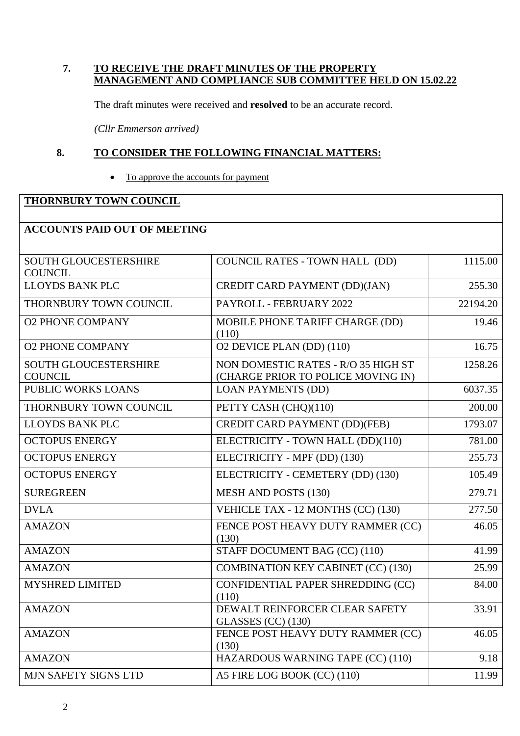## 7. TO RECEIVE THE DRAFT MINUTES OF THE PROPERTY MANAGEMENT AND COMPLIANCE SUB COMMITTEE HELD ON 15.02.22

The draft minutes were received and **resolved** to be an accurate record.

*(Cllr Emmerson arrived)*

## 8. TO CONSIDER THE FOLLOWING FINANCIAL MATTERS:

- To approve the accounts for payment

| THORNBURY TOWN COUNCIL | | |
|---|---|---|
| **ACCOUNTS PAID OUT OF MEETING** | | |
| SOUTH GLOUCESTERSHIRE COUNCIL | COUNCIL RATES - TOWN HALL (DD) | 1115.00 |
| LLOYDS BANK PLC | CREDIT CARD PAYMENT (DD)(JAN) | 255.30 |
| THORNBURY TOWN COUNCIL | PAYROLL - FEBRUARY 2022 | 22194.20 |
| O2 PHONE COMPANY | MOBILE PHONE TARIFF CHARGE (DD) (110) | 19.46 |
| O2 PHONE COMPANY | O2 DEVICE PLAN (DD) (110) | 16.75 |
| SOUTH GLOUCESTERSHIRE COUNCIL | NON DOMESTIC RATES - R/O 35 HIGH ST (CHARGE PRIOR TO POLICE MOVING IN) | 1258.26 |
| PUBLIC WORKS LOANS | LOAN PAYMENTS (DD) | 6037.35 |
| THORNBURY TOWN COUNCIL | PETTY CASH (CHQ)(110) | 200.00 |
| LLOYDS BANK PLC | CREDIT CARD PAYMENT (DD)(FEB) | 1793.07 |
| OCTOPUS ENERGY | ELECTRICITY - TOWN HALL (DD)(110) | 781.00 |
| OCTOPUS ENERGY | ELECTRICITY - MPF (DD) (130) | 255.73 |
| OCTOPUS ENERGY | ELECTRICITY - CEMETERY (DD) (130) | 105.49 |
| SUREGREEN | MESH AND POSTS (130) | 279.71 |
| DVLA | VEHICLE TAX - 12 MONTHS (CC) (130) | 277.50 |
| AMAZON | FENCE POST HEAVY DUTY RAMMER (CC) (130) | 46.05 |
| AMAZON | STAFF DOCUMENT BAG (CC) (110) | 41.99 |
| AMAZON | COMBINATION KEY CABINET (CC) (130) | 25.99 |
| MYSHRED LIMITED | CONFIDENTIAL PAPER SHREDDING (CC) (110) | 84.00 |
| AMAZON | DEWALT REINFORCER CLEAR SAFETY GLASSES (CC) (130) | 33.91 |
| AMAZON | FENCE POST HEAVY DUTY RAMMER (CC) (130) | 46.05 |
| AMAZON | HAZARDOUS WARNING TAPE (CC) (110) | 9.18 |
| MJN SAFETY SIGNS LTD | A5 FIRE LOG BOOK (CC) (110) | 11.99 |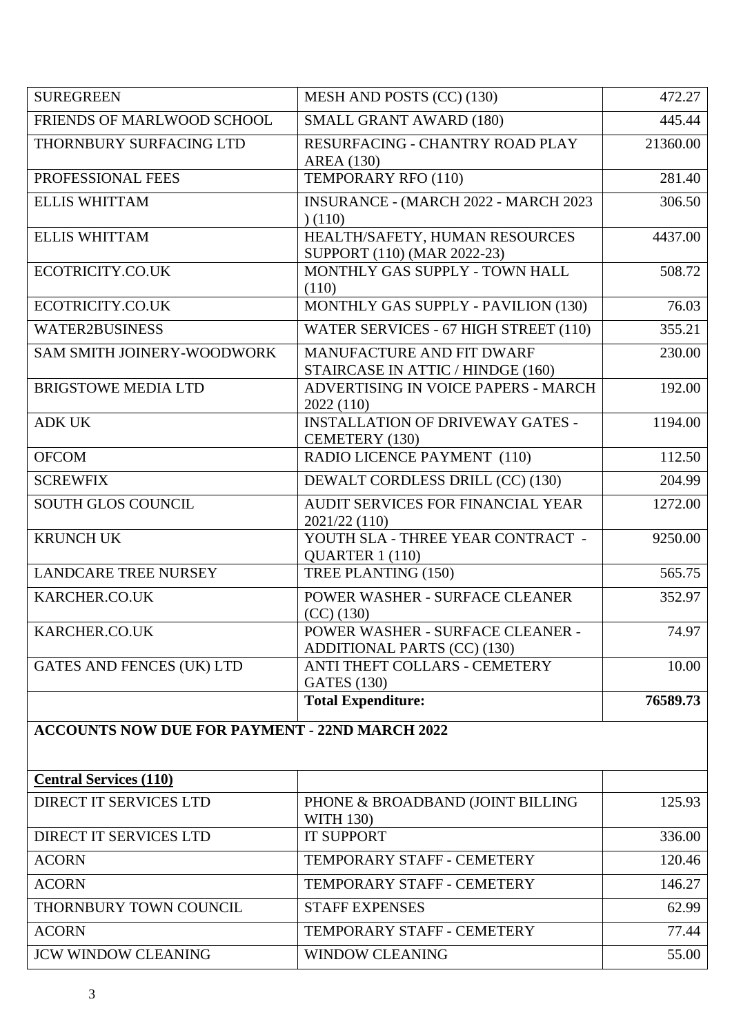| | | |
|---|---|---|
| SUREGREEN | MESH AND POSTS (CC) (130) | 472.27 |
| FRIENDS OF MARLWOOD SCHOOL | SMALL GRANT AWARD (180) | 445.44 |
| THORNBURY SURFACING LTD | RESURFACING - CHANTRY ROAD PLAY AREA (130) | 21360.00 |
| PROFESSIONAL FEES | TEMPORARY RFO (110) | 281.40 |
| ELLIS WHITTAM | INSURANCE - (MARCH 2022 - MARCH 2023 ) (110) | 306.50 |
| ELLIS WHITTAM | HEALTH/SAFETY, HUMAN RESOURCES SUPPORT (110) (MAR 2022-23) | 4437.00 |
| ECOTRICITY.CO.UK | MONTHLY GAS SUPPLY - TOWN HALL (110) | 508.72 |
| ECOTRICITY.CO.UK | MONTHLY GAS SUPPLY - PAVILION (130) | 76.03 |
| WATER2BUSINESS | WATER SERVICES - 67 HIGH STREET (110) | 355.21 |
| SAM SMITH JOINERY-WOODWORK | MANUFACTURE AND FIT DWARF STAIRCASE IN ATTIC / HINDGE (160) | 230.00 |
| BRIGSTOWE MEDIA LTD | ADVERTISING IN VOICE PAPERS - MARCH 2022 (110) | 192.00 |
| ADK UK | INSTALLATION OF DRIVEWAY GATES - CEMETERY (130) | 1194.00 |
| OFCOM | RADIO LICENCE PAYMENT (110) | 112.50 |
| SCREWFIX | DEWALT CORDLESS DRILL (CC) (130) | 204.99 |
| SOUTH GLOS COUNCIL | AUDIT SERVICES FOR FINANCIAL YEAR 2021/22 (110) | 1272.00 |
| KRUNCH UK | YOUTH SLA - THREE YEAR CONTRACT - QUARTER 1 (110) | 9250.00 |
| LANDCARE TREE NURSEY | TREE PLANTING (150) | 565.75 |
| KARCHER.CO.UK | POWER WASHER - SURFACE CLEANER (CC) (130) | 352.97 |
| KARCHER.CO.UK | POWER WASHER - SURFACE CLEANER - ADDITIONAL PARTS (CC) (130) | 74.97 |
| GATES AND FENCES (UK) LTD | ANTI THEFT COLLARS - CEMETERY GATES (130) | 10.00 |
| | **Total Expenditure:** | **76589.73** |

**ACCOUNTS NOW DUE FOR PAYMENT - 22ND MARCH 2022**

| | | |
|---|---|---|
| **Central Services (110)** | | |
| DIRECT IT SERVICES LTD | PHONE & BROADBAND (JOINT BILLING WITH 130) | 125.93 |
| DIRECT IT SERVICES LTD | IT SUPPORT | 336.00 |
| ACORN | TEMPORARY STAFF - CEMETERY | 120.46 |
| ACORN | TEMPORARY STAFF - CEMETERY | 146.27 |
| THORNBURY TOWN COUNCIL | STAFF EXPENSES | 62.99 |
| ACORN | TEMPORARY STAFF - CEMETERY | 77.44 |
| JCW WINDOW CLEANING | WINDOW CLEANING | 55.00 |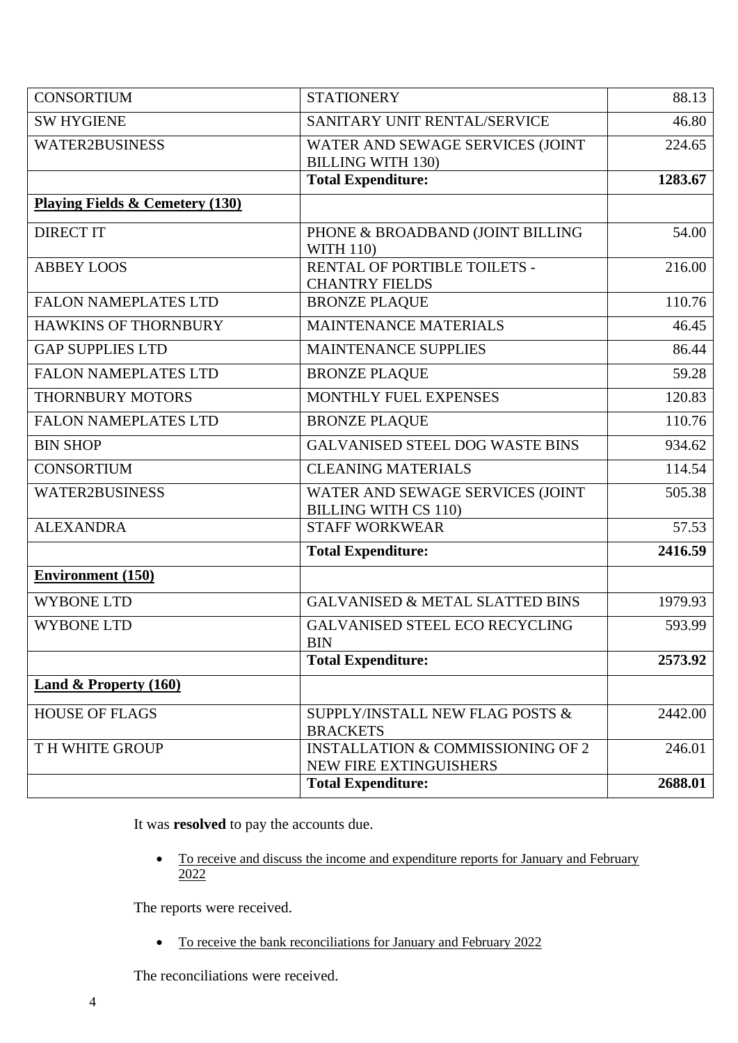| CONSORTIUM | STATIONERY | 88.13 |
|---|---|---|
| SW HYGIENE | SANITARY UNIT RENTAL/SERVICE | 46.80 |
| WATER2BUSINESS | WATER AND SEWAGE SERVICES (JOINT BILLING WITH 130) | 224.65 |
| | **Total Expenditure:** | **1283.67** |
| **Playing Fields & Cemetery (130)** | | |
| DIRECT IT | PHONE & BROADBAND (JOINT BILLING WITH 110) | 54.00 |
| ABBEY LOOS | RENTAL OF PORTIBLE TOILETS - CHANTRY FIELDS | 216.00 |
| FALON NAMEPLATES LTD | BRONZE PLAQUE | 110.76 |
| HAWKINS OF THORNBURY | MAINTENANCE MATERIALS | 46.45 |
| GAP SUPPLIES LTD | MAINTENANCE SUPPLIES | 86.44 |
| FALON NAMEPLATES LTD | BRONZE PLAQUE | 59.28 |
| THORNBURY MOTORS | MONTHLY FUEL EXPENSES | 120.83 |
| FALON NAMEPLATES LTD | BRONZE PLAQUE | 110.76 |
| BIN SHOP | GALVANISED STEEL DOG WASTE BINS | 934.62 |
| CONSORTIUM | CLEANING MATERIALS | 114.54 |
| WATER2BUSINESS | WATER AND SEWAGE SERVICES (JOINT BILLING WITH CS 110) | 505.38 |
| ALEXANDRA | STAFF WORKWEAR | 57.53 |
| | **Total Expenditure:** | **2416.59** |
| **Environment (150)** | | |
| WYBONE LTD | GALVANISED & METAL SLATTED BINS | 1979.93 |
| WYBONE LTD | GALVANISED STEEL ECO RECYCLING BIN | 593.99 |
| | **Total Expenditure:** | **2573.92** |
| **Land & Property (160)** | | |
| HOUSE OF FLAGS | SUPPLY/INSTALL NEW FLAG POSTS & BRACKETS | 2442.00 |
| T H WHITE GROUP | INSTALLATION & COMMISSIONING OF 2 NEW FIRE EXTINGUISHERS | 246.01 |
| | **Total Expenditure:** | **2688.01** |

It was **resolved** to pay the accounts due.

- To receive and discuss the income and expenditure reports for January and February 2022

The reports were received.

- To receive the bank reconciliations for January and February 2022

The reconciliations were received.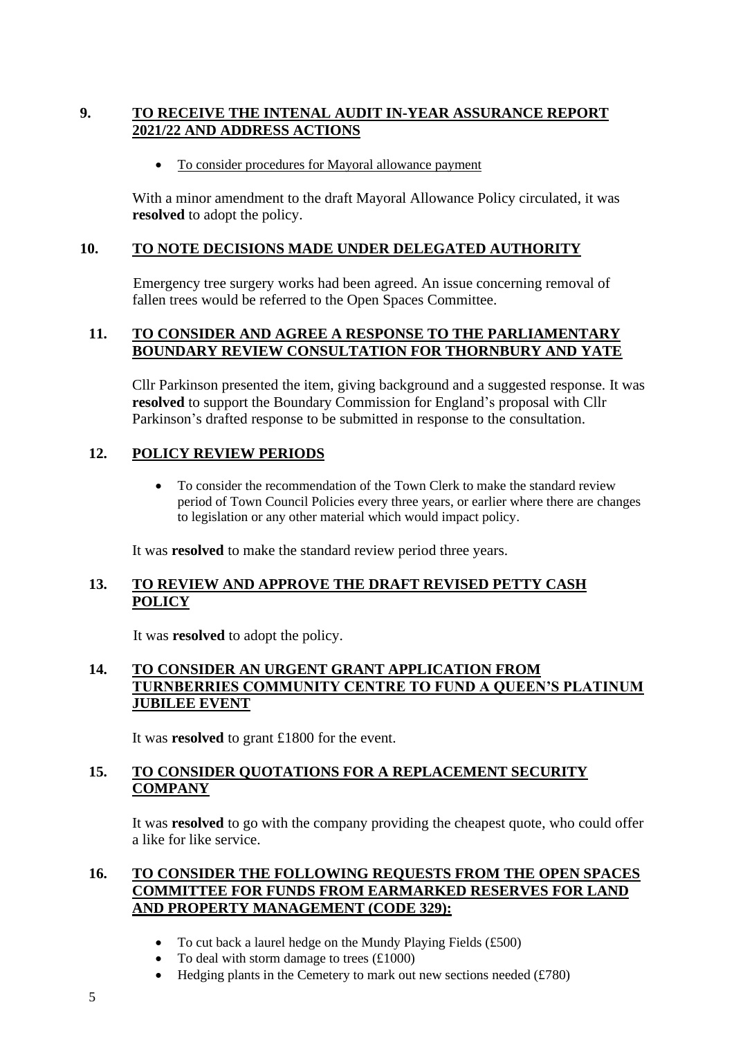## 9. TO RECEIVE THE INTENAL AUDIT IN-YEAR ASSURANCE REPORT 2021/22 AND ADDRESS ACTIONS

- To consider procedures for Mayoral allowance payment

With a minor amendment to the draft Mayoral Allowance Policy circulated, it was **resolved** to adopt the policy.

## 10. TO NOTE DECISIONS MADE UNDER DELEGATED AUTHORITY

Emergency tree surgery works had been agreed. An issue concerning removal of fallen trees would be referred to the Open Spaces Committee.

## 11. TO CONSIDER AND AGREE A RESPONSE TO THE PARLIAMENTARY BOUNDARY REVIEW CONSULTATION FOR THORNBURY AND YATE

Cllr Parkinson presented the item, giving background and a suggested response. It was **resolved** to support the Boundary Commission for England's proposal with Cllr Parkinson's drafted response to be submitted in response to the consultation.

## 12. POLICY REVIEW PERIODS

- To consider the recommendation of the Town Clerk to make the standard review period of Town Council Policies every three years, or earlier where there are changes to legislation or any other material which would impact policy.

It was **resolved** to make the standard review period three years.

## 13. TO REVIEW AND APPROVE THE DRAFT REVISED PETTY CASH POLICY

It was **resolved** to adopt the policy.

## 14. TO CONSIDER AN URGENT GRANT APPLICATION FROM TURNBERRIES COMMUNITY CENTRE TO FUND A QUEEN'S PLATINUM JUBILEE EVENT

It was **resolved** to grant £1800 for the event.

## 15. TO CONSIDER QUOTATIONS FOR A REPLACEMENT SECURITY COMPANY

It was **resolved** to go with the company providing the cheapest quote, who could offer a like for like service.

## 16. TO CONSIDER THE FOLLOWING REQUESTS FROM THE OPEN SPACES COMMITTEE FOR FUNDS FROM EARMARKED RESERVES FOR LAND AND PROPERTY MANAGEMENT (CODE 329):

- To cut back a laurel hedge on the Mundy Playing Fields (£500)
- To deal with storm damage to trees (£1000)
- Hedging plants in the Cemetery to mark out new sections needed (£780)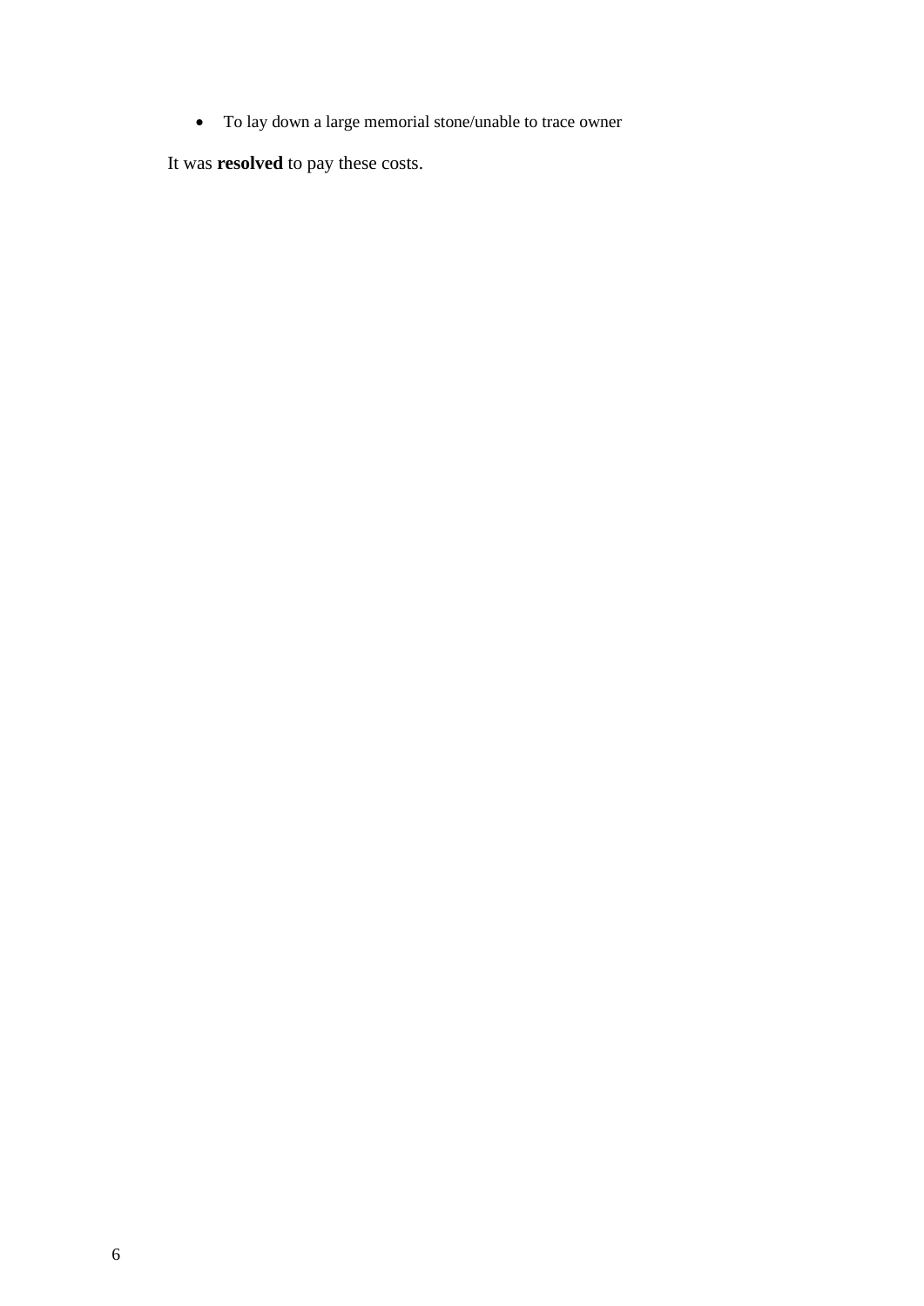- To lay down a large memorial stone/unable to trace owner

It was **resolved** to pay these costs.